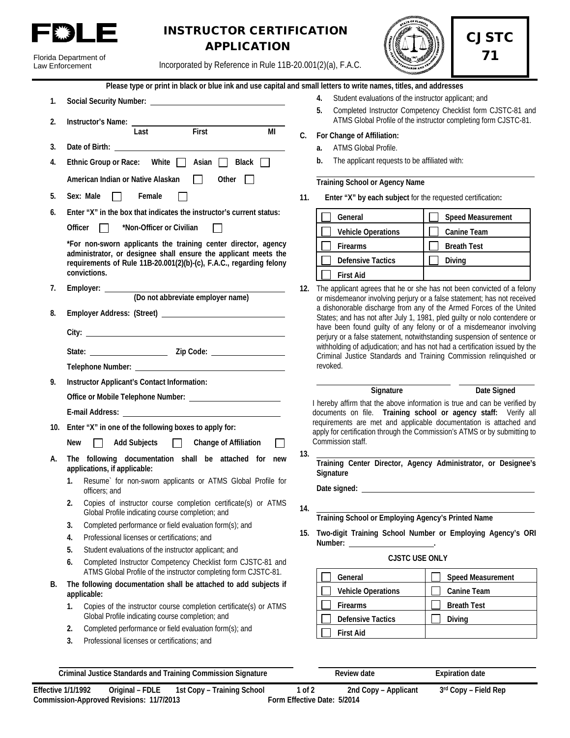# FDLE

Florida Department of Law Enforcement

## INSTRUCTOR CERTIFICATION APPLICATION

Incorporated by Reference in Rule 11B-20.001(2)(a), F.A.C.

**CJSTC 71**

**Please type or print in black or blue ink and use capital and small letters to write names, titles, and addresses**

1. **Social Security Number:** ____________________
2. **Instructor's Name:** ____________________
   Last First MI
3. **Date of Birth:** ____________________
4. **Ethnic Group or Race:** White ☐ Asian ☐ Black ☐
   American Indian or Native Alaskan ☐ Other ☐
5. **Sex:** Male ☐ Female ☐
6. **Enter "X" in the box that indicates the instructor's current status:**
   Officer ☐ *Non-Officer or Civilian ☐
   **\*For non-sworn applicants the training center director, agency administrator, or designee shall ensure the applicant meets the requirements of Rule 11B-20.001(2)(b)-(c), F.A.C., regarding felony convictions.**
7. **Employer:** ____________________
   **(Do not abbreviate employer name)**
8. **Employer Address: (Street)** ____________________
   **City:** ____________________
   **State:** __________ **Zip Code:** __________
   **Telephone Number:** ____________________
9. **Instructor Applicant's Contact Information:**
   **Office or Mobile Telephone Number:** ____________________
   **E-mail Address:** ____________________
10. **Enter "X" in one of the following boxes to apply for:**
    New ☐ Add Subjects ☐ Change of Affiliation ☐

**A. The following documentation shall be attached for new applications, if applicable:**

1. Resume` for non-sworn applicants or ATMS Global Profile for officers; and
2. Copies of instructor course completion certificate(s) or ATMS Global Profile indicating course completion; and
3. Completed performance or field evaluation form(s); and
4. Professional licenses or certifications; and
5. Student evaluations of the instructor applicant; and
6. Completed Instructor Competency Checklist form CJSTC-81 and ATMS Global Profile of the instructor completing form CJSTC-81.

**B. The following documentation shall be attached to add subjects if applicable:**

1. Copies of the instructor course completion certificate(s) or ATMS Global Profile indicating course completion; and
2. Completed performance or field evaluation form(s); and
3. Professional licenses or certifications; and
4. Student evaluations of the instructor applicant; and
5. Completed Instructor Competency Checklist form CJSTC-81 and ATMS Global Profile of the instructor completing form CJSTC-81.

**C. For Change of Affiliation:**

a. ATMS Global Profile.

b. The applicant requests to be affiliated with:

____________________
**Training School or Agency Name**

11. **Enter "X" by each subject** for the requested certification**:**

| | |
|---|---|
| ☐ General | ☐ Speed Measurement |
| ☐ Vehicle Operations | ☐ Canine Team |
| ☐ Firearms | ☐ Breath Test |
| ☐ Defensive Tactics | ☐ Diving |
| ☐ First Aid | |

12. The applicant agrees that he or she has not been convicted of a felony or misdemeanor involving perjury or a false statement; has not received a dishonorable discharge from any of the Armed Forces of the United States; and has not after July 1, 1981, pled guilty or nolo contendere or have been found guilty of any felony or of a misdemeanor involving perjury or a false statement, notwithstanding suspension of sentence or withholding of adjudication; and has not had a certification issued by the Criminal Justice Standards and Training Commission relinquished or revoked.

____________________ ____________________
**Signature** **Date Signed**

I hereby affirm that the above information is true and can be verified by documents on file. **Training school or agency staff:** Verify all requirements are met and applicable documentation is attached and apply for certification through the Commission's ATMS or by submitting to Commission staff.

13. ____________________
    **Training Center Director, Agency Administrator, or Designee's Signature**
    **Date signed:** ____________________
14. ____________________
    **Training School or Employing Agency's Printed Name**
15. **Two-digit Training School Number or Employing Agency's ORI Number:** __________.

**CJSTC USE ONLY**

| | |
|---|---|
| ☐ General | ☐ Speed Measurement |
| ☐ Vehicle Operations | ☐ Canine Team |
| ☐ Firearms | ☐ Breath Test |
| ☐ Defensive Tactics | ☐ Diving |
| ☐ First Aid | |

____________________ ____________________ ____________________
**Criminal Justice Standards and Training Commission Signature** **Review date** **Expiration date**

**Effective 1/1/1992 Original – FDLE 1st Copy – Training School 2nd Copy – Applicant 3rd Copy – Field Rep**
**Commission-Approved Revisions: 11/7/2013 Form Effective Date: 5/2014**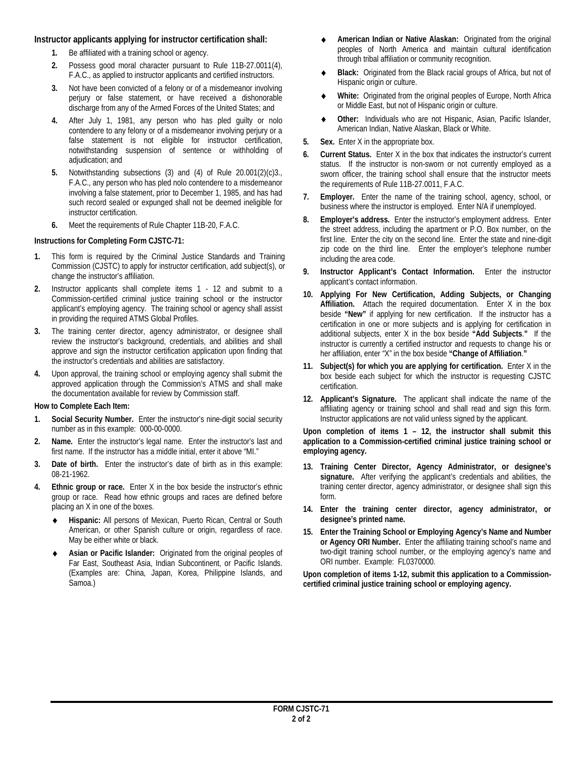**Instructor applicants applying for instructor certification shall:**

1. Be affiliated with a training school or agency.
2. Possess good moral character pursuant to Rule 11B-27.0011(4), F.A.C., as applied to instructor applicants and certified instructors.
3. Not have been convicted of a felony or of a misdemeanor involving perjury or false statement, or have received a dishonorable discharge from any of the Armed Forces of the United States; and
4. After July 1, 1981, any person who has pled guilty or nolo contendere to any felony or of a misdemeanor involving perjury or a false statement is not eligible for instructor certification, notwithstanding suspension of sentence or withholding of adjudication; and
5. Notwithstanding subsections (3) and (4) of Rule 20.001(2)(c)3., F.A.C., any person who has pled nolo contendere to a misdemeanor involving a false statement, prior to December 1, 1985, and has had such record sealed or expunged shall not be deemed ineligible for instructor certification.
6. Meet the requirements of Rule Chapter 11B-20, F.A.C.

**Instructions for Completing Form CJSTC-71:**

1. This form is required by the Criminal Justice Standards and Training Commission (CJSTC) to apply for instructor certification, add subject(s), or change the instructor's affiliation.
2. Instructor applicants shall complete items 1 - 12 and submit to a Commission-certified criminal justice training school or the instructor applicant's employing agency. The training school or agency shall assist in providing the required ATMS Global Profiles.
3. The training center director, agency administrator, or designee shall review the instructor's background, credentials, and abilities and shall approve and sign the instructor certification application upon finding that the instructor's credentials and abilities are satisfactory.
4. Upon approval, the training school or employing agency shall submit the approved application through the Commission's ATMS and shall make the documentation available for review by Commission staff.

**How to Complete Each Item:**

1. **Social Security Number.** Enter the instructor's nine-digit social security number as in this example: 000-00-0000.
2. **Name.** Enter the instructor's legal name. Enter the instructor's last and first name. If the instructor has a middle initial, enter it above "MI."
3. **Date of birth.** Enter the instructor's date of birth as in this example: 08-21-1962.
4. **Ethnic group or race.** Enter X in the box beside the instructor's ethnic group or race. Read how ethnic groups and races are defined before placing an X in one of the boxes.
   - **Hispanic:** All persons of Mexican, Puerto Rican, Central or South American, or other Spanish culture or origin, regardless of race. May be either white or black.
   - **Asian or Pacific Islander:** Originated from the original peoples of Far East, Southeast Asia, Indian Subcontinent, or Pacific Islands. (Examples are: China, Japan, Korea, Philippine Islands, and Samoa.)
   - **American Indian or Native Alaskan:** Originated from the original peoples of North America and maintain cultural identification through tribal affiliation or community recognition.
   - **Black:** Originated from the Black racial groups of Africa, but not of Hispanic origin or culture.
   - **White:** Originated from the original peoples of Europe, North Africa or Middle East, but not of Hispanic origin or culture.
   - **Other:** Individuals who are not Hispanic, Asian, Pacific Islander, American Indian, Native Alaskan, Black or White.
5. **Sex.** Enter X in the appropriate box.
6. **Current Status.** Enter X in the box that indicates the instructor's current status. If the instructor is non-sworn or not currently employed as a sworn officer, the training school shall ensure that the instructor meets the requirements of Rule 11B-27.0011, F.A.C.
7. **Employer.** Enter the name of the training school, agency, school, or business where the instructor is employed. Enter N/A if unemployed.
8. **Employer's address.** Enter the instructor's employment address. Enter the street address, including the apartment or P.O. Box number, on the first line. Enter the city on the second line. Enter the state and nine-digit zip code on the third line. Enter the employer's telephone number including the area code.
9. **Instructor Applicant's Contact Information.** Enter the instructor applicant's contact information.
10. **Applying For New Certification, Adding Subjects, or Changing Affiliation.** Attach the required documentation. Enter X in the box beside **"New"** if applying for new certification. If the instructor has a certification in one or more subjects and is applying for certification in additional subjects, enter X in the box beside **"Add Subjects."** If the instructor is currently a certified instructor and requests to change his or her affiliation, enter "X" in the box beside **"Change of Affiliation."**
11. **Subject(s) for which you are applying for certification.** Enter X in the box beside each subject for which the instructor is requesting CJSTC certification.
12. **Applicant's Signature.** The applicant shall indicate the name of the affiliating agency or training school and shall read and sign this form. Instructor applications are not valid unless signed by the applicant.

**Upon completion of items 1 – 12, the instructor shall submit this application to a Commission-certified criminal justice training school or employing agency.**

13. **Training Center Director, Agency Administrator, or designee's signature.** After verifying the applicant's credentials and abilities, the training center director, agency administrator, or designee shall sign this form.
14. **Enter the training center director, agency administrator, or designee's printed name.**
15. **Enter the Training School or Employing Agency's Name and Number or Agency ORI Number.** Enter the affiliating training school's name and two-digit training school number, or the employing agency's name and ORI number. Example: FL0370000.

**Upon completion of items 1-12, submit this application to a Commission-certified criminal justice training school or employing agency.**

**FORM CJSTC-71**